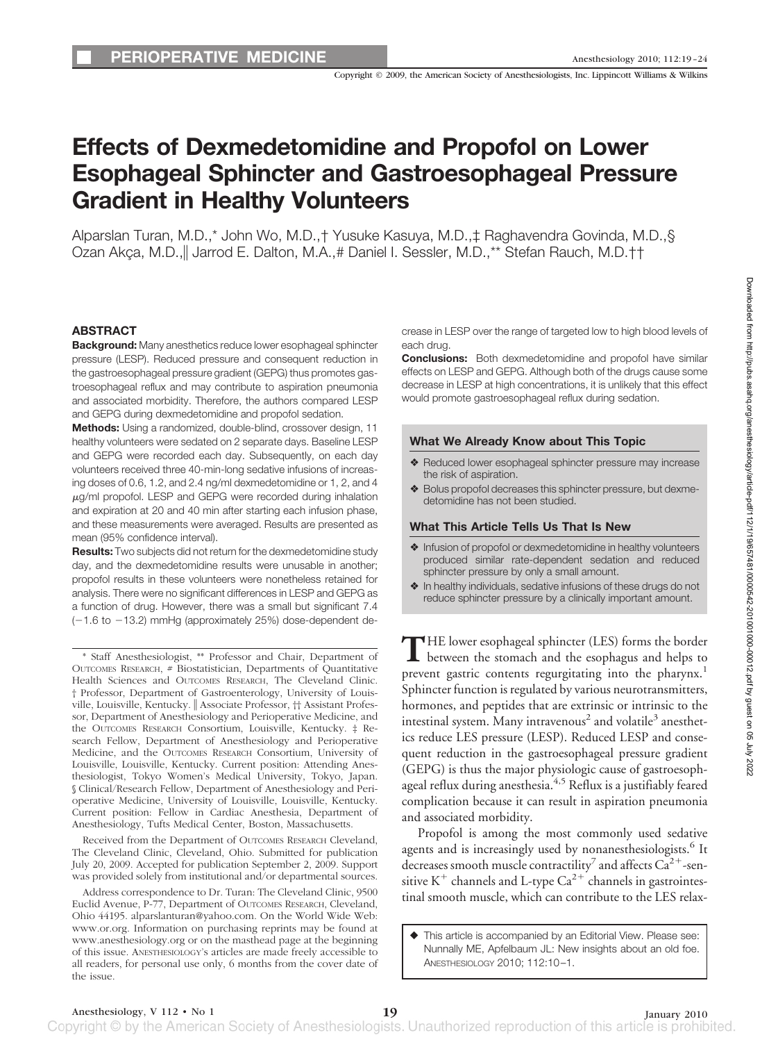PERIOPERATIVE MEDICINE

# Effects of Dexmedetomidine and Propofol on Lower Esophageal Sphincter and Gastroesophageal Pressure Gradient in Healthy Volunteers

Alparslan Turan, M.D.,* John Wo, M.D.,† Yusuke Kasuya, M.D.,‡ Raghavendra Govinda, M.D.,§ Ozan Akça, M.D.,‖ Jarrod E. Dalton, M.A.,# Daniel I. Sessler, M.D.,** Stefan Rauch, M.D.††

## ABSTRACT

**Background:** Many anesthetics reduce lower esophageal sphincter pressure (LESP). Reduced pressure and consequent reduction in the gastroesophageal pressure gradient (GEPG) thus promotes gastroesophageal reflux and may contribute to aspiration pneumonia and associated morbidity. Therefore, the authors compared LESP and GEPG during dexmedetomidine and propofol sedation.

**Methods:** Using a randomized, double-blind, crossover design, 11 healthy volunteers were sedated on 2 separate days. Baseline LESP and GEPG were recorded each day. Subsequently, on each day volunteers received three 40-min-long sedative infusions of increasing doses of 0.6, 1.2, and 2.4 ng/ml dexmedetomidine or 1, 2, and 4 $\mu$g/ml propofol. LESP and GEPG were recorded during inhalation and expiration at 20 and 40 min after starting each infusion phase, and these measurements were averaged. Results are presented as mean (95% confidence interval).

**Results:** Two subjects did not return for the dexmedetomidine study day, and the dexmedetomidine results were unusable in another; propofol results in these volunteers were nonetheless retained for analysis. There were no significant differences in LESP and GEPG as a function of drug. However, there was a small but significant 7.4 (−1.6 to −13.2) mmHg (approximately 25%) dose-dependent decrease in LESP over the range of targeted low to high blood levels of each drug.

**Conclusions:** Both dexmedetomidine and propofol have similar effects on LESP and GEPG. Although both of the drugs cause some decrease in LESP at high concentrations, it is unlikely that this effect would promote gastroesophageal reflux during sedation.

### What We Already Know about This Topic

- Reduced lower esophageal sphincter pressure may increase the risk of aspiration.
- Bolus propofol decreases this sphincter pressure, but dexmedetomidine has not been studied.

### What This Article Tells Us That Is New

- Infusion of propofol or dexmedetomidine in healthy volunteers produced similar rate-dependent sedation and reduced sphincter pressure by only a small amount.
- In healthy individuals, sedative infusions of these drugs do not reduce sphincter pressure by a clinically important amount.

---

\* Staff Anesthesiologist, ** Professor and Chair, Department of Outcomes Research, # Biostatistician, Departments of Quantitative Health Sciences and Outcomes Research, The Cleveland Clinic. † Professor, Department of Gastroenterology, University of Louisville, Louisville, Kentucky. ‖ Associate Professor, †† Assistant Professor, Department of Anesthesiology and Perioperative Medicine, and the Outcomes Research Consortium, Louisville, Kentucky. ‡ Research Fellow, Department of Anesthesiology and Perioperative Medicine, and the Outcomes Research Consortium, University of Louisville, Louisville, Kentucky. Current position: Attending Anesthesiologist, Tokyo Women's Medical University, Tokyo, Japan. § Clinical/Research Fellow, Department of Anesthesiology and Perioperative Medicine, University of Louisville, Louisville, Kentucky. Current position: Fellow in Cardiac Anesthesia, Department of Anesthesiology, Tufts Medical Center, Boston, Massachusetts.

Received from the Department of Outcomes Research Cleveland, The Cleveland Clinic, Cleveland, Ohio. Submitted for publication July 20, 2009. Accepted for publication September 2, 2009. Support was provided solely from institutional and/or departmental sources.

Address correspondence to Dr. Turan: The Cleveland Clinic, 9500 Euclid Avenue, P-77, Department of Outcomes Research, Cleveland, Ohio 44195. alparslanturan@yahoo.com. On the World Wide Web: www.or.org. Information on purchasing reprints may be found at www.anesthesiology.org or on the masthead page at the beginning of this issue. Anesthesiology's articles are made freely accessible to all readers, for personal use only, 6 months from the cover date of the issue.

---

THE lower esophageal sphincter (LES) forms the border between the stomach and the esophagus and helps to prevent gastric contents regurgitating into the pharynx.[1] Sphincter function is regulated by various neurotransmitters, hormones, and peptides that are extrinsic or intrinsic to the intestinal system. Many intravenous[2] and volatile[3] anesthetics reduce LES pressure (LESP). Reduced LESP and consequent reduction in the gastroesophageal pressure gradient (GEPG) is thus the major physiologic cause of gastroesophageal reflux during anesthesia.[4,5] Reflux is a justifiably feared complication because it can result in aspiration pneumonia and associated morbidity.

Propofol is among the most commonly used sedative agents and is increasingly used by nonanesthesiologists.[6] It decreases smooth muscle contractility[7] and affects $Ca^{2+}$-sensitive $K^{+}$ channels and L-type $Ca^{2+}$ channels in gastrointestinal smooth muscle, which can contribute to the LES relax-

◆ This article is accompanied by an Editorial View. Please see: Nunnally ME, Apfelbaum JL: New insights about an old foe. Anesthesiology 2010; 112:10–1.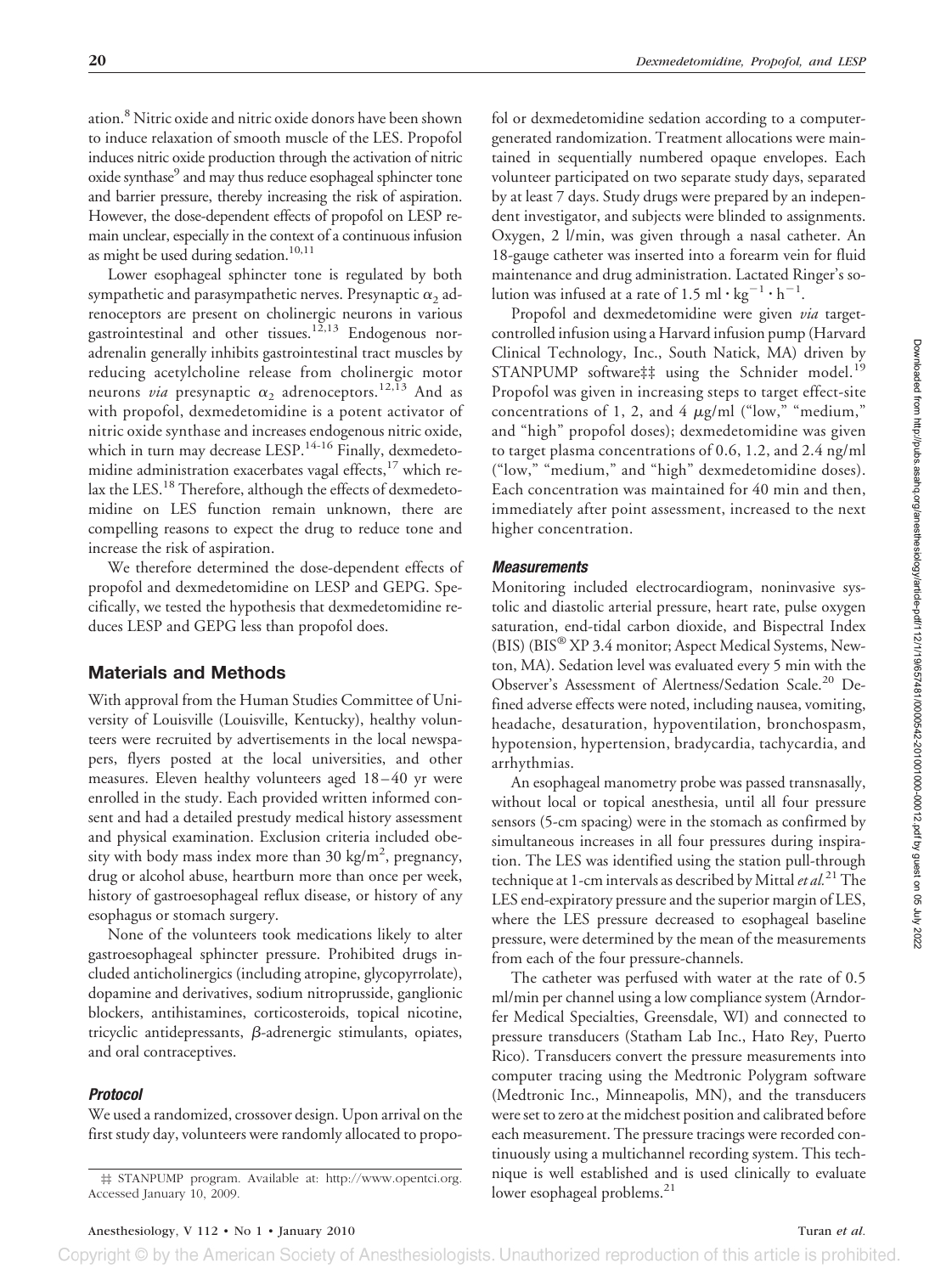ation.[8] Nitric oxide and nitric oxide donors have been shown to induce relaxation of smooth muscle of the LES. Propofol induces nitric oxide production through the activation of nitric oxide synthase[9] and may thus reduce esophageal sphincter tone and barrier pressure, thereby increasing the risk of aspiration. However, the dose-dependent effects of propofol on LESP remain unclear, especially in the context of a continuous infusion as might be used during sedation.[10,11]

Lower esophageal sphincter tone is regulated by both sympathetic and parasympathetic nerves. Presynaptic $\alpha_2$ adrenoceptors are present on cholinergic neurons in various gastrointestinal and other tissues.[12,13] Endogenous noradrenalin generally inhibits gastrointestinal tract muscles by reducing acetylcholine release from cholinergic motor neurons *via* presynaptic $\alpha_2$ adrenoceptors.[12,13] And as with propofol, dexmedetomidine is a potent activator of nitric oxide synthase and increases endogenous nitric oxide, which in turn may decrease LESP.[14-16] Finally, dexmedetomidine administration exacerbates vagal effects,[17] which relax the LES.[18] Therefore, although the effects of dexmedetomidine on LES function remain unknown, there are compelling reasons to expect the drug to reduce tone and increase the risk of aspiration.

We therefore determined the dose-dependent effects of propofol and dexmedetomidine on LESP and GEPG. Specifically, we tested the hypothesis that dexmedetomidine reduces LESP and GEPG less than propofol does.

## Materials and Methods

With approval from the Human Studies Committee of University of Louisville (Louisville, Kentucky), healthy volunteers were recruited by advertisements in the local newspapers, flyers posted at the local universities, and other measures. Eleven healthy volunteers aged 18–40 yr were enrolled in the study. Each provided written informed consent and had a detailed prestudy medical history assessment and physical examination. Exclusion criteria included obesity with body mass index more than 30 kg/m$^2$, pregnancy, drug or alcohol abuse, heartburn more than once per week, history of gastroesophageal reflux disease, or history of any esophagus or stomach surgery.

None of the volunteers took medications likely to alter gastroesophageal sphincter pressure. Prohibited drugs included anticholinergics (including atropine, glycopyrrolate), dopamine and derivatives, sodium nitroprusside, ganglionic blockers, antihistamines, corticosteroids, topical nicotine, tricyclic antidepressants, $\beta$-adrenergic stimulants, opiates, and oral contraceptives.

### Protocol

We used a randomized, crossover design. Upon arrival on the first study day, volunteers were randomly allocated to propofol or dexmedetomidine sedation according to a computer-generated randomization. Treatment allocations were maintained in sequentially numbered opaque envelopes. Each volunteer participated on two separate study days, separated by at least 7 days. Study drugs were prepared by an independent investigator, and subjects were blinded to assignments. Oxygen, 2 l/min, was given through a nasal catheter. An 18-gauge catheter was inserted into a forearm vein for fluid maintenance and drug administration. Lactated Ringer's solution was infused at a rate of 1.5 ml $\cdot$ kg$^{-1}$ $\cdot$ h$^{-1}$.

Propofol and dexmedetomidine were given *via* target-controlled infusion using a Harvard infusion pump (Harvard Clinical Technology, Inc., South Natick, MA) driven by STANPUMP software‡‡ using the Schnider model.[19] Propofol was given in increasing steps to target effect-site concentrations of 1, 2, and 4 $\mu$g/ml ("low," "medium," and "high" propofol doses); dexmedetomidine was given to target plasma concentrations of 0.6, 1.2, and 2.4 ng/ml ("low," "medium," and "high" dexmedetomidine doses). Each concentration was maintained for 40 min and then, immediately after point assessment, increased to the next higher concentration.

### Measurements

Monitoring included electrocardiogram, noninvasive systolic and diastolic arterial pressure, heart rate, pulse oxygen saturation, end-tidal carbon dioxide, and Bispectral Index (BIS) (BIS® XP 3.4 monitor; Aspect Medical Systems, Newton, MA). Sedation level was evaluated every 5 min with the Observer's Assessment of Alertness/Sedation Scale.[20] Defined adverse effects were noted, including nausea, vomiting, headache, desaturation, hypoventilation, bronchospasm, hypotension, hypertension, bradycardia, tachycardia, and arrhythmias.

An esophageal manometry probe was passed transnasally, without local or topical anesthesia, until all four pressure sensors (5-cm spacing) were in the stomach as confirmed by simultaneous increases in all four pressures during inspiration. The LES was identified using the station pull-through technique at 1-cm intervals as described by Mittal *et al.*[21] The LES end-expiratory pressure and the superior margin of LES, where the LES pressure decreased to esophageal baseline pressure, were determined by the mean of the measurements from each of the four pressure-channels.

The catheter was perfused with water at the rate of 0.5 ml/min per channel using a low compliance system (Arndorfer Medical Specialties, Greensdale, WI) and connected to pressure transducers (Statham Lab Inc., Hato Rey, Puerto Rico). Transducers convert the pressure measurements into computer tracing using the Medtronic Polygram software (Medtronic Inc., Minneapolis, MN), and the transducers were set to zero at the midchest position and calibrated before each measurement. The pressure tracings were recorded continuously using a multichannel recording system. This technique is well established and is used clinically to evaluate lower esophageal problems.[21]

‡‡ STANPUMP program. Available at: http://www.opentci.org. Accessed January 10, 2009.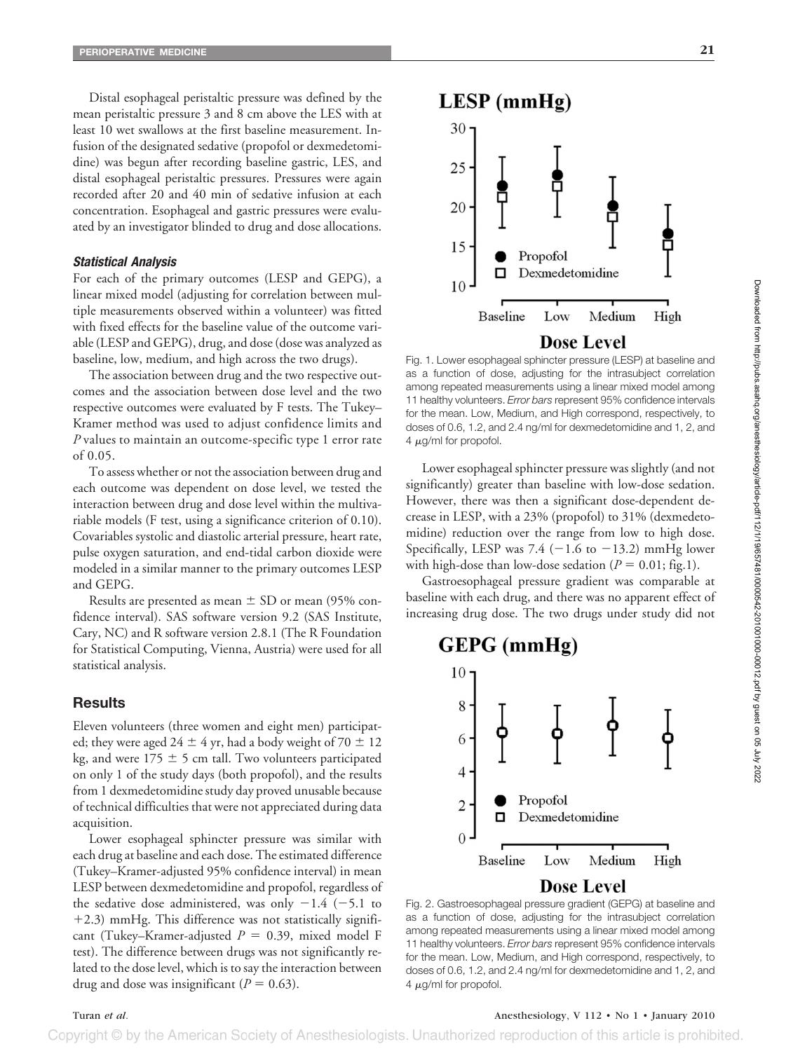Distal esophageal peristaltic pressure was defined by the mean peristaltic pressure 3 and 8 cm above the LES with at least 10 wet swallows at the first baseline measurement. Infusion of the designated sedative (propofol or dexmedetomidine) was begun after recording baseline gastric, LES, and distal esophageal peristaltic pressures. Pressures were again recorded after 20 and 40 min of sedative infusion at each concentration. Esophageal and gastric pressures were evaluated by an investigator blinded to drug and dose allocations.

### *Statistical Analysis*

For each of the primary outcomes (LESP and GEPG), a linear mixed model (adjusting for correlation between multiple measurements observed within a volunteer) was fitted with fixed effects for the baseline value of the outcome variable (LESP and GEPG), drug, and dose (dose was analyzed as baseline, low, medium, and high across the two drugs).

The association between drug and the two respective outcomes and the association between dose level and the two respective outcomes were evaluated by F tests. The Tukey–Kramer method was used to adjust confidence limits and *P* values to maintain an outcome-specific type 1 error rate of 0.05.

To assess whether or not the association between drug and each outcome was dependent on dose level, we tested the interaction between drug and dose level within the multivariable models (F test, using a significance criterion of 0.10). Covariables systolic and diastolic arterial pressure, heart rate, pulse oxygen saturation, and end-tidal carbon dioxide were modeled in a similar manner to the primary outcomes LESP and GEPG.

Results are presented as mean ± SD or mean (95% confidence interval). SAS software version 9.2 (SAS Institute, Cary, NC) and R software version 2.8.1 (The R Foundation for Statistical Computing, Vienna, Austria) were used for all statistical analysis.

## Results

Eleven volunteers (three women and eight men) participated; they were aged 24 ± 4 yr, had a body weight of 70 ± 12 kg, and were 175 ± 5 cm tall. Two volunteers participated on only 1 of the study days (both propofol), and the results from 1 dexmedetomidine study day proved unusable because of technical difficulties that were not appreciated during data acquisition.

Lower esophageal sphincter pressure was similar with each drug at baseline and each dose. The estimated difference (Tukey–Kramer-adjusted 95% confidence interval) in mean LESP between dexmedetomidine and propofol, regardless of the sedative dose administered, was only −1.4 (−5.1 to +2.3) mmHg. This difference was not statistically significant (Tukey–Kramer-adjusted $P = 0.39$, mixed model F test). The difference between drugs was not significantly related to the dose level, which is to say the interaction between drug and dose was insignificant ($P = 0.63$).

Fig. 1. Lower esophageal sphincter pressure (LESP) at baseline and as a function of dose, adjusting for the intrasubject correlation among repeated measurements using a linear mixed model among 11 healthy volunteers. *Error bars* represent 95% confidence intervals for the mean. Low, Medium, and High correspond, respectively, to doses of 0.6, 1.2, and 2.4 ng/ml for dexmedetomidine and 1, 2, and 4 μg/ml for propofol.

Lower esophageal sphincter pressure was slightly (and not significantly) greater than baseline with low-dose sedation. However, there was then a significant dose-dependent decrease in LESP, with a 23% (propofol) to 31% (dexmedetomidine) reduction over the range from low to high dose. Specifically, LESP was 7.4 (−1.6 to −13.2) mmHg lower with high-dose than low-dose sedation ($P = 0.01$; fig.1).

Gastroesophageal pressure gradient was comparable at baseline with each drug, and there was no apparent effect of increasing drug dose. The two drugs under study did not

Fig. 2. Gastroesophageal pressure gradient (GEPG) at baseline and as a function of dose, adjusting for the intrasubject correlation among repeated measurements using a linear mixed model among 11 healthy volunteers. *Error bars* represent 95% confidence intervals for the mean. Low, Medium, and High correspond, respectively, to doses of 0.6, 1.2, and 2.4 ng/ml for dexmedetomidine and 1, 2, and 4 μg/ml for propofol.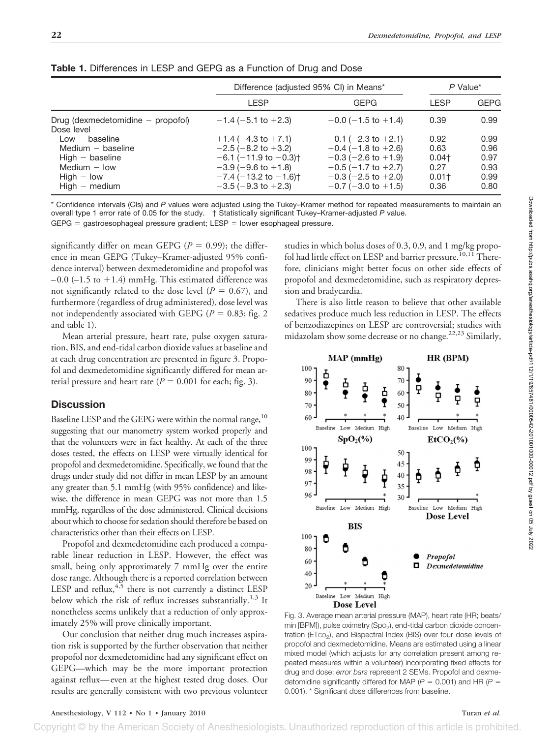**Table 1.** Differences in LESP and GEPG as a Function of Drug and Dose

| | Difference (adjusted 95% CI) in Means* | | P Value* | |
|---|---|---|---|---|
| | LESP | GEPG | LESP | GEPG |
| Drug (dexmedetomidine − propofol) | −1.4 (−5.1 to +2.3) | −0.0 (−1.5 to +1.4) | 0.39 | 0.99 |
| Dose level | | | | |
| Low − baseline | +1.4 (−4.3 to +7.1) | −0.1 (−2.3 to +2.1) | 0.92 | 0.99 |
| Medium − baseline | −2.5 (−8.2 to +3.2) | +0.4 (−1.8 to +2.6) | 0.63 | 0.96 |
| High − baseline | −6.1 (−11.9 to −0.3)† | −0.3 (−2.6 to +1.9) | 0.04† | 0.97 |
| Medium − low | −3.9 (−9.6 to +1.8) | +0.5 (−1.7 to +2.7) | 0.27 | 0.93 |
| High − low | −7.4 (−13.2 to −1.6)† | −0.3 (−2.5 to +2.0) | 0.01† | 0.99 |
| High − medium | −3.5 (−9.3 to +2.3) | −0.7 (−3.0 to +1.5) | 0.36 | 0.80 |

* Confidence intervals (CIs) and P values were adjusted using the Tukey–Kramer method for repeated measurements to maintain an overall type 1 error rate of 0.05 for the study. † Statistically significant Tukey–Kramer-adjusted P value.
GEPG = gastroesophageal pressure gradient; LESP = lower esophageal pressure.

significantly differ on mean GEPG ($P = 0.99$); the difference in mean GEPG (Tukey–Kramer-adjusted 95% confidence interval) between dexmedetomidine and propofol was –0.0 (–1.5 to +1.4) mmHg. This estimated difference was not significantly related to the dose level ($P = 0.67$), and furthermore (regardless of drug administered), dose level was not independently associated with GEPG ($P = 0.83$; fig. 2 and table 1).

Mean arterial pressure, heart rate, pulse oxygen saturation, BIS, and end-tidal carbon dioxide values at baseline and at each drug concentration are presented in figure 3. Propofol and dexmedetomidine significantly differed for mean arterial pressure and heart rate ($P = 0.001$ for each; fig. 3).

## Discussion

Baseline LESP and the GEPG were within the normal range,[10] suggesting that our manometry system worked properly and that the volunteers were in fact healthy. At each of the three doses tested, the effects on LESP were virtually identical for propofol and dexmedetomidine. Specifically, we found that the drugs under study did not differ in mean LESP by an amount any greater than 5.1 mmHg (with 95% confidence) and likewise, the difference in mean GEPG was not more than 1.5 mmHg, regardless of the dose administered. Clinical decisions about which to choose for sedation should therefore be based on characteristics other than their effects on LESP.

Propofol and dexmedetomidine each produced a comparable linear reduction in LESP. However, the effect was small, being only approximately 7 mmHg over the entire dose range. Although there is a reported correlation between LESP and reflux,[4,5] there is not currently a distinct LESP below which the risk of reflux increases substantially.[1,3] It nonetheless seems unlikely that a reduction of only approximately 25% will prove clinically important.

Our conclusion that neither drug much increases aspiration risk is supported by the further observation that neither propofol nor dexmedetomidine had any significant effect on GEPG—which may be the more important protection against reflux—even at the highest tested drug doses. Our results are generally consistent with two previous volunteer studies in which bolus doses of 0.3, 0.9, and 1 mg/kg propofol had little effect on LESP and barrier pressure.[10,11] Therefore, clinicians might better focus on other side effects of propofol and dexmedetomidine, such as respiratory depression and bradycardia.

There is also little reason to believe that other available sedatives produce much less reduction in LESP. The effects of benzodiazepines on LESP are controversial; studies with midazolam show some decrease or no change.[22,23] Similarly,

Fig. 3. Average mean arterial pressure (MAP), heart rate (HR; beats/min [BPM]), pulse oximetry ($Sp_{O_2}$), end-tidal carbon dioxide concentration ($ET_{CO_2}$), and Bispectral Index (BIS) over four dose levels of propofol and dexmedetomidine. Means are estimated using a linear mixed model (which adjusts for any correlation present among repeated measures within a volunteer) incorporating fixed effects for drug and dose; *error bars* represent 2 SEMs. Propofol and dexmedetomidine significantly differed for MAP ($P = 0.001$) and HR ($P = 0.001$). * Significant dose differences from baseline.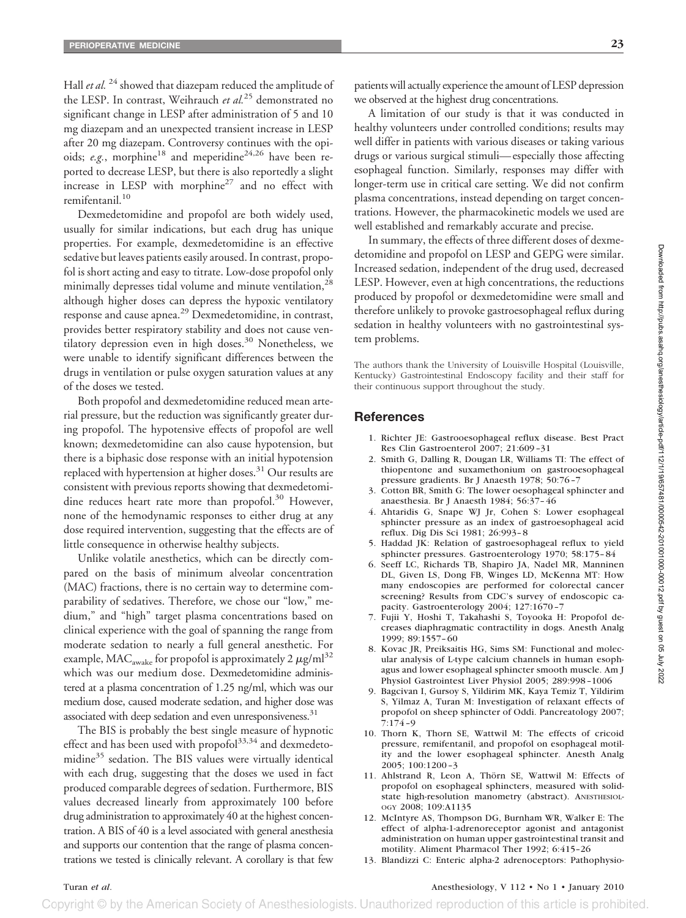Hall *et al.* [24] showed that diazepam reduced the amplitude of the LESP. In contrast, Weihrauch *et al.*[25] demonstrated no significant change in LESP after administration of 5 and 10 mg diazepam and an unexpected transient increase in LESP after 20 mg diazepam. Controversy continues with the opioids; *e.g.*, morphine[18] and meperidine[24,26] have been reported to decrease LESP, but there is also reportedly a slight increase in LESP with morphine[27] and no effect with remifentanil.[10]

Dexmedetomidine and propofol are both widely used, usually for similar indications, but each drug has unique properties. For example, dexmedetomidine is an effective sedative but leaves patients easily aroused. In contrast, propofol is short acting and easy to titrate. Low-dose propofol only minimally depresses tidal volume and minute ventilation,[28] although higher doses can depress the hypoxic ventilatory response and cause apnea.[29] Dexmedetomidine, in contrast, provides better respiratory stability and does not cause ventilatory depression even in high doses.[30] Nonetheless, we were unable to identify significant differences between the drugs in ventilation or pulse oxygen saturation values at any of the doses we tested.

Both propofol and dexmedetomidine reduced mean arterial pressure, but the reduction was significantly greater during propofol. The hypotensive effects of propofol are well known; dexmedetomidine can also cause hypotension, but there is a biphasic dose response with an initial hypotension replaced with hypertension at higher doses.[31] Our results are consistent with previous reports showing that dexmedetomidine reduces heart rate more than propofol.[30] However, none of the hemodynamic responses to either drug at any dose required intervention, suggesting that the effects are of little consequence in otherwise healthy subjects.

Unlike volatile anesthetics, which can be directly compared on the basis of minimum alveolar concentration (MAC) fractions, there is no certain way to determine comparability of sedatives. Therefore, we chose our "low," medium," and "high" target plasma concentrations based on clinical experience with the goal of spanning the range from moderate sedation to nearly a full general anesthetic. For example, $MAC_{awake}$ for propofol is approximately 2 $\mu$g/ml[32] which was our medium dose. Dexmedetomidine administered at a plasma concentration of 1.25 ng/ml, which was our medium dose, caused moderate sedation, and higher dose was associated with deep sedation and even unresponsiveness.[31]

The BIS is probably the best single measure of hypnotic effect and has been used with propofol[33,34] and dexmedetomidine[35] sedation. The BIS values were virtually identical with each drug, suggesting that the doses we used in fact produced comparable degrees of sedation. Furthermore, BIS values decreased linearly from approximately 100 before drug administration to approximately 40 at the highest concentration. A BIS of 40 is a level associated with general anesthesia and supports our contention that the range of plasma concentrations we tested is clinically relevant. A corollary is that few patients will actually experience the amount of LESP depression we observed at the highest drug concentrations.

A limitation of our study is that it was conducted in healthy volunteers under controlled conditions; results may well differ in patients with various diseases or taking various drugs or various surgical stimuli—especially those affecting esophageal function. Similarly, responses may differ with longer-term use in critical care setting. We did not confirm plasma concentrations, instead depending on target concentrations. However, the pharmacokinetic models we used are well established and remarkably accurate and precise.

In summary, the effects of three different doses of dexmedetomidine and propofol on LESP and GEPG were similar. Increased sedation, independent of the drug used, decreased LESP. However, even at high concentrations, the reductions produced by propofol or dexmedetomidine were small and therefore unlikely to provoke gastroesophageal reflux during sedation in healthy volunteers with no gastrointestinal system problems.

The authors thank the University of Louisville Hospital (Louisville, Kentucky) Gastrointestinal Endoscopy facility and their staff for their continuous support throughout the study.

## References

1. Richter JE: Gastrooesophageal reflux disease. Best Pract Res Clin Gastroenterol 2007; 21:609–31
2. Smith G, Dalling R, Dougan LR, Williams TI: The effect of thiopentone and suxamethonium on gastrooesophageal pressure gradients. Br J Anaesth 1978; 50:76–7
3. Cotton BR, Smith G: The lower oesophageal sphincter and anaesthesia. Br J Anaesth 1984; 56:37–46
4. Ahtaridis G, Snape WJ Jr, Cohen S: Lower esophageal sphincter pressure as an index of gastroesophageal acid reflux. Dig Dis Sci 1981; 26:993–8
5. Haddad JK: Relation of gastroesophageal reflux to yield sphincter pressures. Gastroenterology 1970; 58:175–84
6. Seeff LC, Richards TB, Shapiro JA, Nadel MR, Manninen DL, Given LS, Dong FB, Winges LD, McKenna MT: How many endoscopies are performed for colorectal cancer screening? Results from CDC's survey of endoscopic capacity. Gastroenterology 2004; 127:1670–7
7. Fujii Y, Hoshi T, Takahashi S, Toyooka H: Propofol decreases diaphragmatic contractility in dogs. Anesth Analg 1999; 89:1557–60
8. Kovac JR, Preiksaitis HG, Sims SM: Functional and molecular analysis of L-type calcium channels in human esophagus and lower esophageal sphincter smooth muscle. Am J Physiol Gastrointest Liver Physiol 2005; 289:998–1006
9. Bagcivan I, Gursoy S, Yildirim MK, Kaya Temiz T, Yildirim S, Yilmaz A, Turan M: Investigation of relaxant effects of propofol on sheep sphincter of Oddi. Pancreatology 2007; 7:174–9
10. Thorn K, Thorn SE, Wattwil M: The effects of cricoid pressure, remifentanil, and propofol on esophageal motility and the lower esophageal sphincter. Anesth Analg 2005; 100:1200–3
11. Ahlstrand R, Leon A, Thörn SE, Wattwil M: Effects of propofol on esophageal sphincters, measured with solid-state high-resolution manometry (abstract). ANESTHESIOLOGY 2008; 109:A1135
12. McIntyre AS, Thompson DG, Burnham WR, Walker E: The effect of alpha-1-adrenoreceptor agonist and antagonist administration on human upper gastrointestinal transit and motility. Aliment Pharmacol Ther 1992; 6:415–26
13. Blandizzi C: Enteric alpha-2 adrenoceptors: Pathophysio-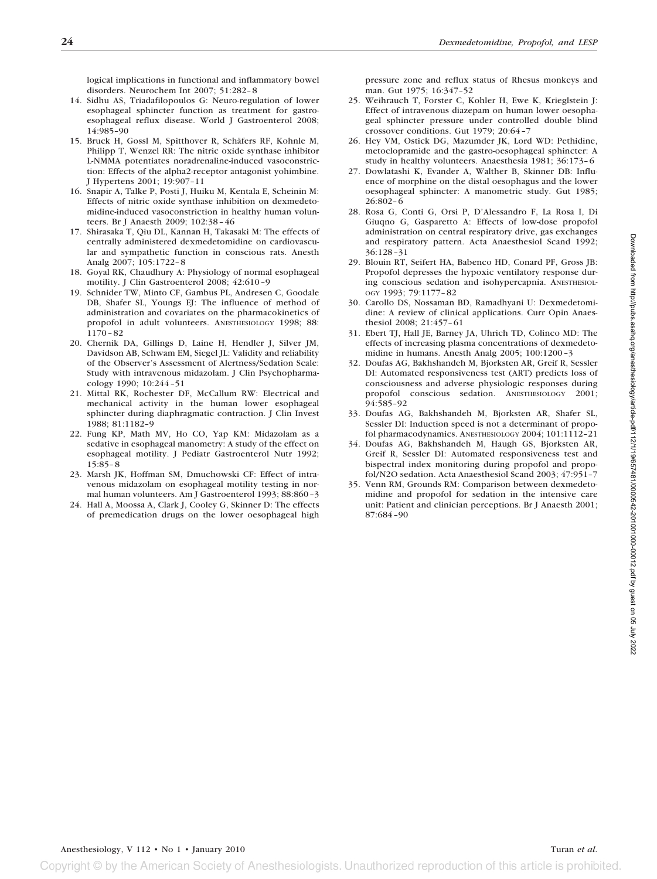logical implications in functional and inflammatory bowel disorders. Neurochem Int 2007; 51:282–8

14. Sidhu AS, Triadafilopoulos G: Neuro-regulation of lower esophageal sphincter function as treatment for gastroesophageal reflux disease. World J Gastroenterol 2008; 14:985–90
15. Bruck H, Gossl M, Spitthover R, Schäfers RF, Kohnle M, Philipp T, Wenzel RR: The nitric oxide synthase inhibitor L-NMMA potentiates noradrenaline-induced vasoconstriction: Effects of the alpha2-receptor antagonist yohimbine. J Hypertens 2001; 19:907–11
16. Snapir A, Talke P, Posti J, Huiku M, Kentala E, Scheinin M: Effects of nitric oxide synthase inhibition on dexmedetomidine-induced vasoconstriction in healthy human volunteers. Br J Anaesth 2009; 102:38–46
17. Shirasaka T, Qiu DL, Kannan H, Takasaki M: The effects of centrally administered dexmedetomidine on cardiovascular and sympathetic function in conscious rats. Anesth Analg 2007; 105:1722–8
18. Goyal RK, Chaudhury A: Physiology of normal esophageal motility. J Clin Gastroenterol 2008; 42:610–9
19. Schnider TW, Minto CF, Gambus PL, Andresen C, Goodale DB, Shafer SL, Youngs EJ: The influence of method of administration and covariates on the pharmacokinetics of propofol in adult volunteers. ANESTHESIOLOGY 1998; 88:1170–82
20. Chernik DA, Gillings D, Laine H, Hendler J, Silver JM, Davidson AB, Schwam EM, Siegel JL: Validity and reliability of the Observer's Assessment of Alertness/Sedation Scale: Study with intravenous midazolam. J Clin Psychopharmacology 1990; 10:244–51
21. Mittal RK, Rochester DF, McCallum RW: Electrical and mechanical activity in the human lower esophageal sphincter during diaphragmatic contraction. J Clin Invest 1988; 81:1182–9
22. Fung KP, Math MV, Ho CO, Yap KM: Midazolam as a sedative in esophageal manometry: A study of the effect on esophageal motility. J Pediatr Gastroenterol Nutr 1992; 15:85–8
23. Marsh JK, Hoffman SM, Dmuchowski CF: Effect of intravenous midazolam on esophageal motility testing in normal human volunteers. Am J Gastroenterol 1993; 88:860–3
24. Hall A, Moossa A, Clark J, Cooley G, Skinner D: The effects of premedication drugs on the lower oesophageal high pressure zone and reflux status of Rhesus monkeys and man. Gut 1975; 16:347–52
25. Weihrauch T, Forster C, Kohler H, Ewe K, Krieglstein J: Effect of intravenous diazepam on human lower oesophageal sphincter pressure under controlled double blind crossover conditions. Gut 1979; 20:64–7
26. Hey VM, Ostick DG, Mazumder JK, Lord WD: Pethidine, metoclopramide and the gastro-oesophageal sphincter: A study in healthy volunteers. Anaesthesia 1981; 36:173–6
27. Dowlatashi K, Evander A, Walther B, Skinner DB: Influence of morphine on the distal oesophagus and the lower oesophageal sphincter: A manometric study. Gut 1985; 26:802–6
28. Rosa G, Conti G, Orsi P, D'Alessandro F, La Rosa I, Di Giuqno G, Gasparetto A: Effects of low-dose propofol administration on central respiratory drive, gas exchanges and respiratory pattern. Acta Anaesthesiol Scand 1992; 36:128–31
29. Blouin RT, Seifert HA, Babenco HD, Conard PF, Gross JB: Propofol depresses the hypoxic ventilatory response during conscious sedation and isohypercapnia. ANESTHESIOLOGY 1993; 79:1177–82
30. Carollo DS, Nossaman BD, Ramadhyani U: Dexmedetomidine: A review of clinical applications. Curr Opin Anaesthesiol 2008; 21:457–61
31. Ebert TJ, Hall JE, Barney JA, Uhrich TD, Colinco MD: The effects of increasing plasma concentrations of dexmedetomidine in humans. Anesth Analg 2005; 100:1200–3
32. Doufas AG, Bakhshandeh M, Bjorksten AR, Greif R, Sessler DI: Automated responsiveness test (ART) predicts loss of consciousness and adverse physiologic responses during propofol conscious sedation. ANESTHESIOLOGY 2001; 94:585–92
33. Doufas AG, Bakhshandeh M, Bjorksten AR, Shafer SL, Sessler DI: Induction speed is not a determinant of propofol pharmacodynamics. ANESTHESIOLOGY 2004; 101:1112–21
34. Doufas AG, Bakhshandeh M, Haugh GS, Bjorksten AR, Greif R, Sessler DI: Automated responsiveness test and bispectral index monitoring during propofol and propofol/N2O sedation. Acta Anaesthesiol Scand 2003; 47:951–7
35. Venn RM, Grounds RM: Comparison between dexmedetomidine and propofol for sedation in the intensive care unit: Patient and clinician perceptions. Br J Anaesth 2001; 87:684–90